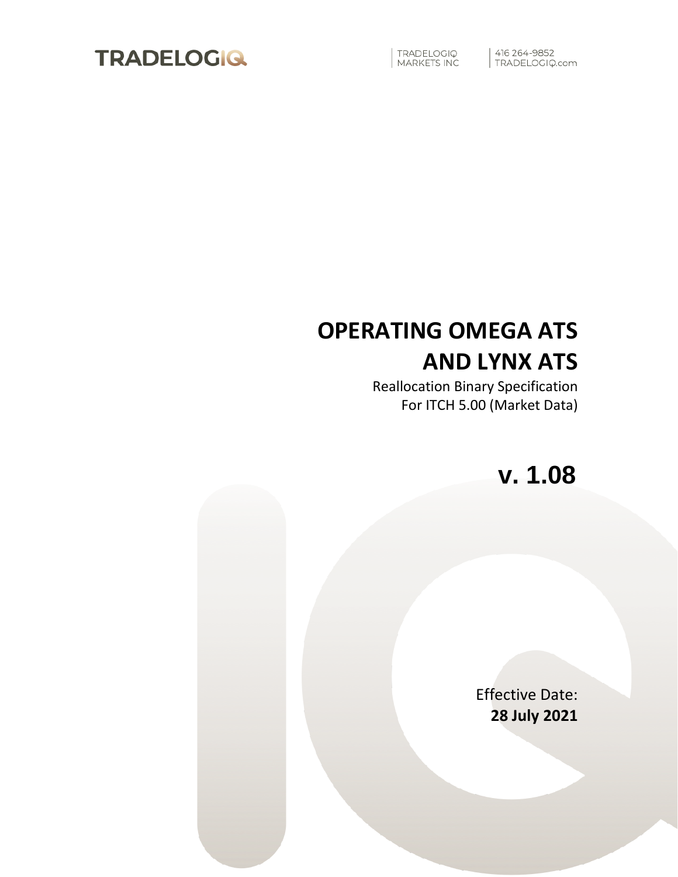TRADELOGIQ

TRADELOGIQ MARKETS INC

416 264-9852
TRADELOGIQ.com

# OPERATING OMEGA ATS AND LYNX ATS

Reallocation Binary Specification
For ITCH 5.00 (Market Data)

## v. 1.08

Effective Date:
**28 July 2021**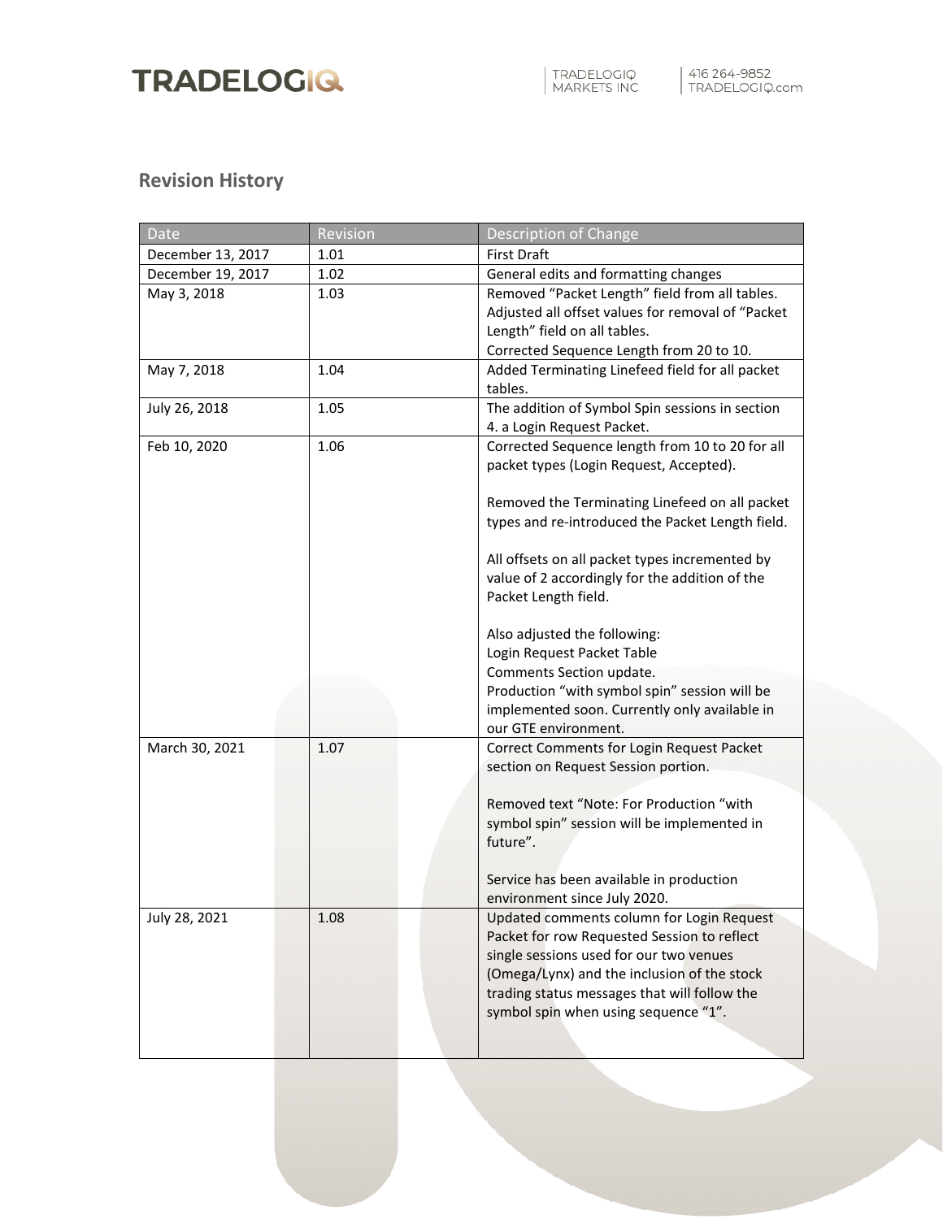## Revision History

| Date | Revision | Description of Change |
|---|---|---|
| December 13, 2017 | 1.01 | First Draft |
| December 19, 2017 | 1.02 | General edits and formatting changes |
| May 3, 2018 | 1.03 | Removed "Packet Length" field from all tables. Adjusted all offset values for removal of "Packet Length" field on all tables. Corrected Sequence Length from 20 to 10. |
| May 7, 2018 | 1.04 | Added Terminating Linefeed field for all packet tables. |
| July 26, 2018 | 1.05 | The addition of Symbol Spin sessions in section 4. a Login Request Packet. |
| Feb 10, 2020 | 1.06 | Corrected Sequence length from 10 to 20 for all packet types (Login Request, Accepted).<br><br>Removed the Terminating Linefeed on all packet types and re-introduced the Packet Length field.<br><br>All offsets on all packet types incremented by value of 2 accordingly for the addition of the Packet Length field.<br><br>Also adjusted the following:<br>Login Request Packet Table<br>Comments Section update.<br>Production "with symbol spin" session will be implemented soon. Currently only available in our GTE environment. |
| March 30, 2021 | 1.07 | Correct Comments for Login Request Packet section on Request Session portion.<br><br>Removed text "Note: For Production "with symbol spin" session will be implemented in future".<br><br>Service has been available in production environment since July 2020. |
| July 28, 2021 | 1.08 | Updated comments column for Login Request Packet for row Requested Session to reflect single sessions used for our two venues (Omega/Lynx) and the inclusion of the stock trading status messages that will follow the symbol spin when using sequence "1". |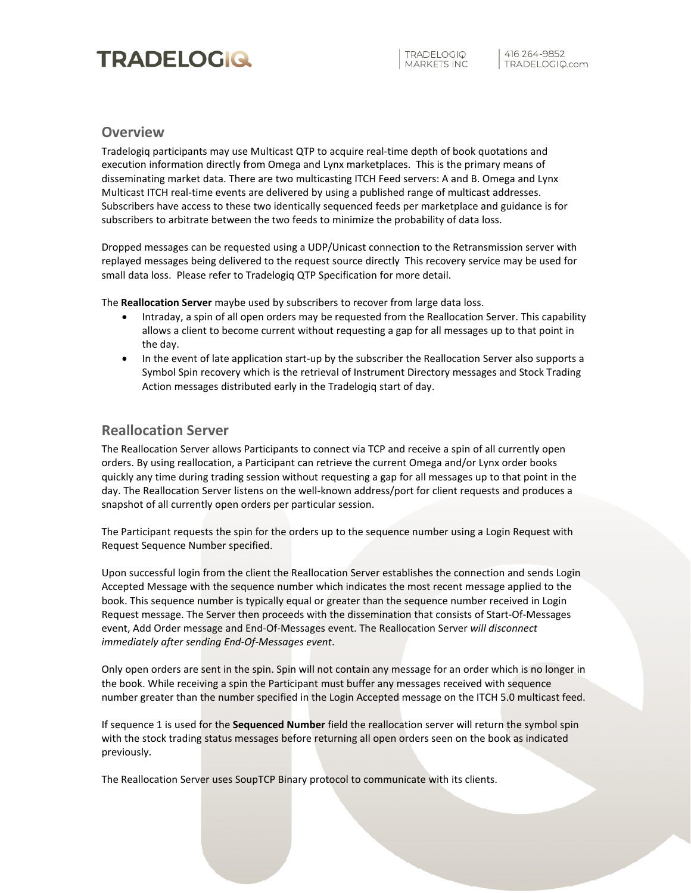## Overview

Tradelogiq participants may use Multicast QTP to acquire real-time depth of book quotations and execution information directly from Omega and Lynx marketplaces. This is the primary means of disseminating market data. There are two multicasting ITCH Feed servers: A and B. Omega and Lynx Multicast ITCH real-time events are delivered by using a published range of multicast addresses. Subscribers have access to these two identically sequenced feeds per marketplace and guidance is for subscribers to arbitrate between the two feeds to minimize the probability of data loss.

Dropped messages can be requested using a UDP/Unicast connection to the Retransmission server with replayed messages being delivered to the request source directly This recovery service may be used for small data loss. Please refer to Tradelogiq QTP Specification for more detail.

The **Reallocation Server** maybe used by subscribers to recover from large data loss.

- Intraday, a spin of all open orders may be requested from the Reallocation Server. This capability allows a client to become current without requesting a gap for all messages up to that point in the day.
- In the event of late application start-up by the subscriber the Reallocation Server also supports a Symbol Spin recovery which is the retrieval of Instrument Directory messages and Stock Trading Action messages distributed early in the Tradelogiq start of day.

## Reallocation Server

The Reallocation Server allows Participants to connect via TCP and receive a spin of all currently open orders. By using reallocation, a Participant can retrieve the current Omega and/or Lynx order books quickly any time during trading session without requesting a gap for all messages up to that point in the day. The Reallocation Server listens on the well-known address/port for client requests and produces a snapshot of all currently open orders per particular session.

The Participant requests the spin for the orders up to the sequence number using a Login Request with Request Sequence Number specified.

Upon successful login from the client the Reallocation Server establishes the connection and sends Login Accepted Message with the sequence number which indicates the most recent message applied to the book. This sequence number is typically equal or greater than the sequence number received in Login Request message. The Server then proceeds with the dissemination that consists of Start-Of-Messages event, Add Order message and End-Of-Messages event. The Reallocation Server *will disconnect immediately after sending End-Of-Messages event*.

Only open orders are sent in the spin. Spin will not contain any message for an order which is no longer in the book. While receiving a spin the Participant must buffer any messages received with sequence number greater than the number specified in the Login Accepted message on the ITCH 5.0 multicast feed.

If sequence 1 is used for the **Sequenced Number** field the reallocation server will return the symbol spin with the stock trading status messages before returning all open orders seen on the book as indicated previously.

The Reallocation Server uses SoupTCP Binary protocol to communicate with its clients.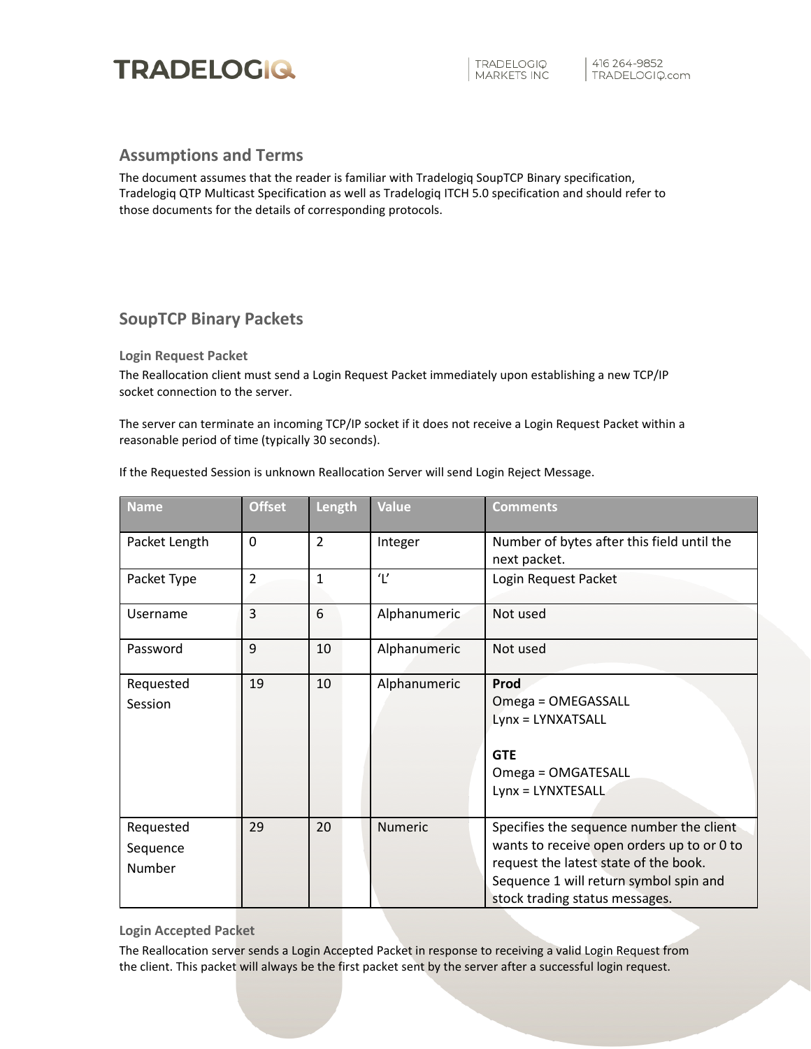## Assumptions and Terms

The document assumes that the reader is familiar with Tradelogiq SoupTCP Binary specification, Tradelogiq QTP Multicast Specification as well as Tradelogiq ITCH 5.0 specification and should refer to those documents for the details of corresponding protocols.

## SoupTCP Binary Packets

### Login Request Packet

The Reallocation client must send a Login Request Packet immediately upon establishing a new TCP/IP socket connection to the server.

The server can terminate an incoming TCP/IP socket if it does not receive a Login Request Packet within a reasonable period of time (typically 30 seconds).

If the Requested Session is unknown Reallocation Server will send Login Reject Message.

| Name | Offset | Length | Value | Comments |
|---|---|---|---|---|
| Packet Length | 0 | 2 | Integer | Number of bytes after this field until the next packet. |
| Packet Type | 2 | 1 | 'L' | Login Request Packet |
| Username | 3 | 6 | Alphanumeric | Not used |
| Password | 9 | 10 | Alphanumeric | Not used |
| Requested Session | 19 | 10 | Alphanumeric | **Prod**<br>Omega = OMEGASSALL<br>Lynx = LYNXATSALL<br><br>**GTE**<br>Omega = OMGATESALL<br>Lynx = LYNXTESALL |
| Requested Sequence Number | 29 | 20 | Numeric | Specifies the sequence number the client wants to receive open orders up to or 0 to request the latest state of the book. Sequence 1 will return symbol spin and stock trading status messages. |

### Login Accepted Packet

The Reallocation server sends a Login Accepted Packet in response to receiving a valid Login Request from the client. This packet will always be the first packet sent by the server after a successful login request.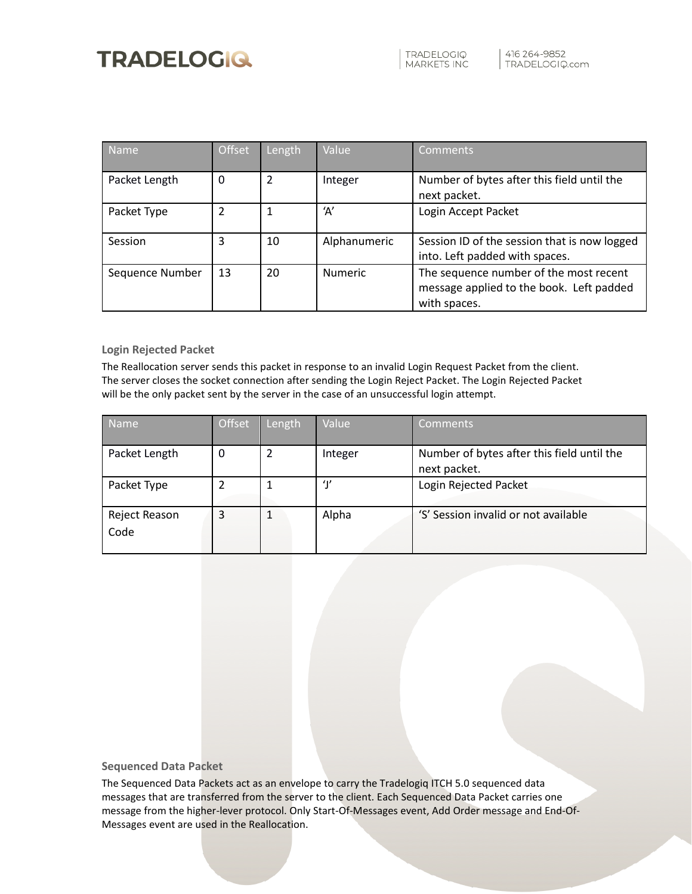| Name | Offset | Length | Value | Comments |
|---|---|---|---|---|
| Packet Length | 0 | 2 | Integer | Number of bytes after this field until the next packet. |
| Packet Type | 2 | 1 | 'A' | Login Accept Packet |
| Session | 3 | 10 | Alphanumeric | Session ID of the session that is now logged into. Left padded with spaces. |
| Sequence Number | 13 | 20 | Numeric | The sequence number of the most recent message applied to the book. Left padded with spaces. |

### Login Rejected Packet

The Reallocation server sends this packet in response to an invalid Login Request Packet from the client. The server closes the socket connection after sending the Login Reject Packet. The Login Rejected Packet will be the only packet sent by the server in the case of an unsuccessful login attempt.

| Name | Offset | Length | Value | Comments |
|---|---|---|---|---|
| Packet Length | 0 | 2 | Integer | Number of bytes after this field until the next packet. |
| Packet Type | 2 | 1 | 'J' | Login Rejected Packet |
| Reject Reason Code | 3 | 1 | Alpha | 'S' Session invalid or not available |

### Sequenced Data Packet

The Sequenced Data Packets act as an envelope to carry the Tradelogiq ITCH 5.0 sequenced data messages that are transferred from the server to the client. Each Sequenced Data Packet carries one message from the higher-lever protocol. Only Start-Of-Messages event, Add Order message and End-Of-Messages event are used in the Reallocation.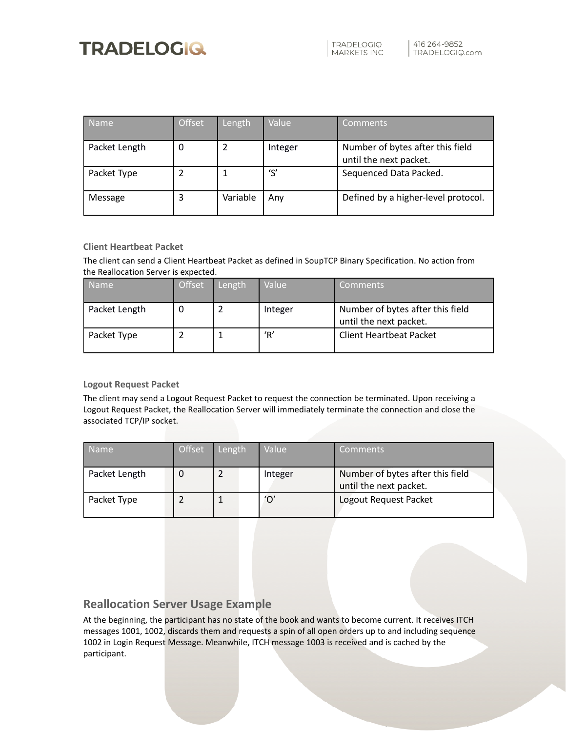| Name | Offset | Length | Value | Comments |
| --- | --- | --- | --- | --- |
| Packet Length | 0 | 2 | Integer | Number of bytes after this field until the next packet. |
| Packet Type | 2 | 1 | ‘S’ | Sequenced Data Packed. |
| Message | 3 | Variable | Any | Defined by a higher-level protocol. |

#### Client Heartbeat Packet

The client can send a Client Heartbeat Packet as defined in SoupTCP Binary Specification. No action from the Reallocation Server is expected.

| Name | Offset | Length | Value | Comments |
| --- | --- | --- | --- | --- |
| Packet Length | 0 | 2 | Integer | Number of bytes after this field until the next packet. |
| Packet Type | 2 | 1 | ‘R’ | Client Heartbeat Packet |

#### Logout Request Packet

The client may send a Logout Request Packet to request the connection be terminated. Upon receiving a Logout Request Packet, the Reallocation Server will immediately terminate the connection and close the associated TCP/IP socket.

| Name | Offset | Length | Value | Comments |
| --- | --- | --- | --- | --- |
| Packet Length | 0 | 2 | Integer | Number of bytes after this field until the next packet. |
| Packet Type | 2 | 1 | ‘O’ | Logout Request Packet |

## Reallocation Server Usage Example

At the beginning, the participant has no state of the book and wants to become current. It receives ITCH messages 1001, 1002, discards them and requests a spin of all open orders up to and including sequence 1002 in Login Request Message. Meanwhile, ITCH message 1003 is received and is cached by the participant.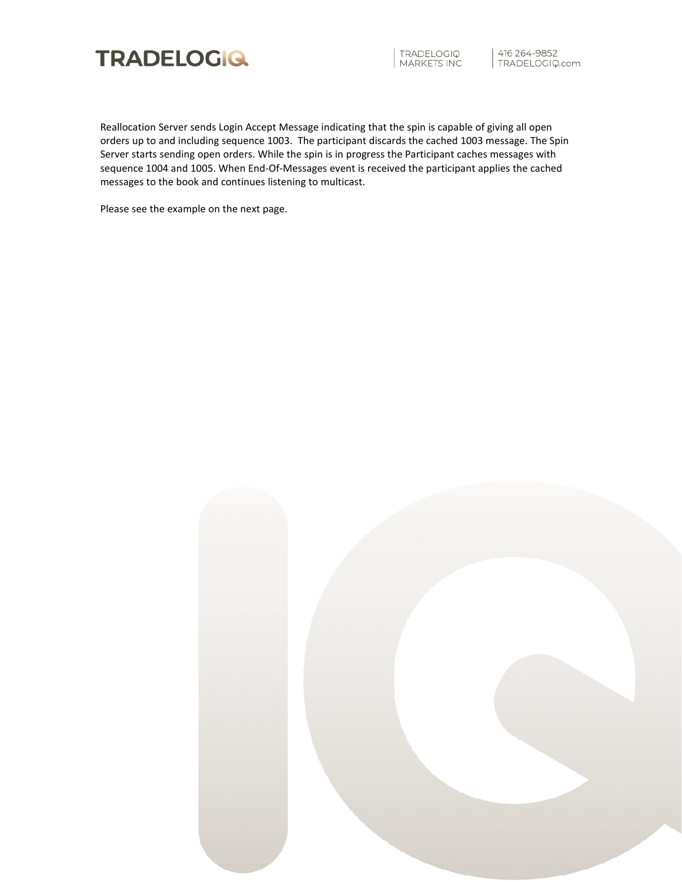Reallocation Server sends Login Accept Message indicating that the spin is capable of giving all open orders up to and including sequence 1003.  The participant discards the cached 1003 message. The Spin Server starts sending open orders. While the spin is in progress the Participant caches messages with sequence 1004 and 1005. When End-Of-Messages event is received the participant applies the cached messages to the book and continues listening to multicast.

Please see the example on the next page.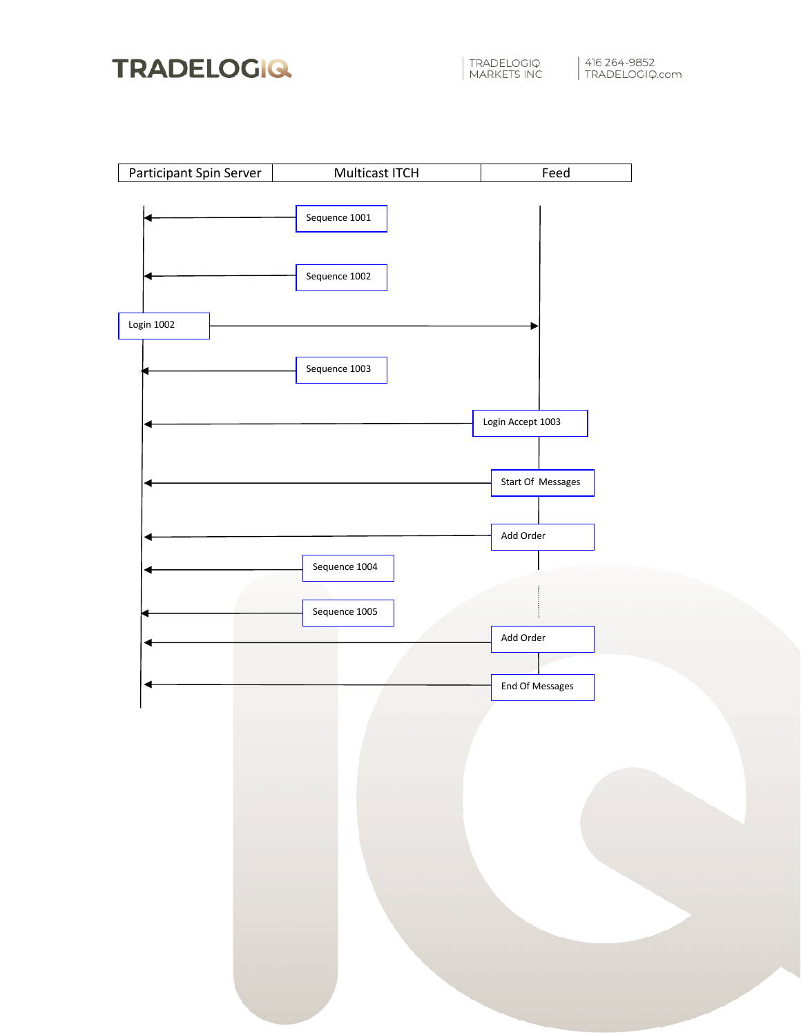Participant Spin Server

Multicast ITCH

Feed

Sequence 1001

Sequence 1002

Login 1002

Sequence 1003

Login Accept 1003

Start Of Messages

Add Order

Sequence 1004

Sequence 1005

Add Order

End Of Messages